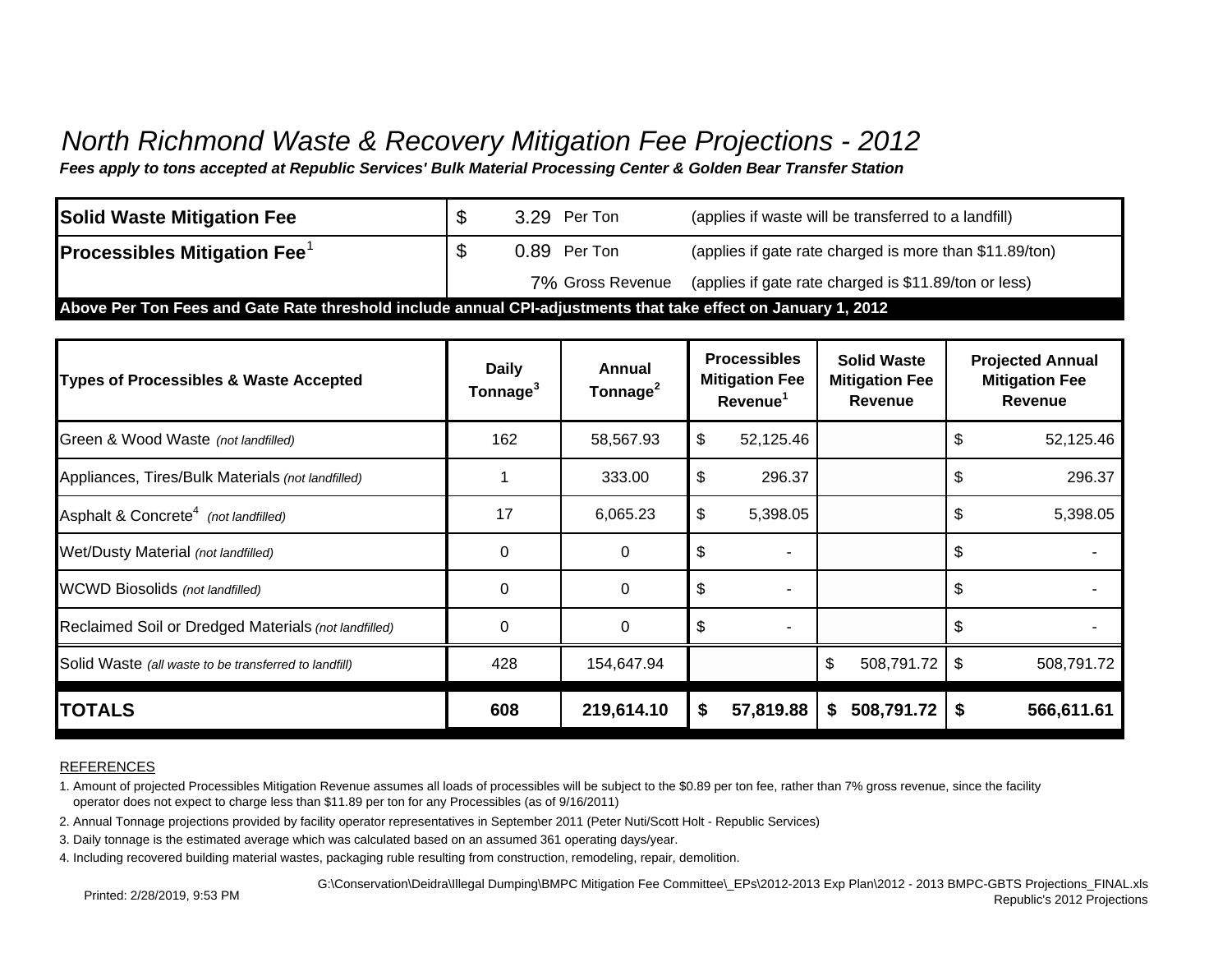# *North Richmond Waste & Recovery Mitigation Fee Projections - 2012*

***Fees apply to tons accepted at Republic Services' Bulk Material Processing Center & Golden Bear Transfer Station***

| | | | |
|---|---|---|---|
| **Solid Waste Mitigation Fee** | $ 3.29 | Per Ton | (applies if waste will be transferred to a landfill) |
| **Processibles Mitigation Fee**[1] | $ 0.89 | Per Ton | (applies if gate rate charged is more than $11.89/ton) |
| | 7% | Gross Revenue | (applies if gate rate charged is $11.89/ton or less) |

**Above Per Ton Fees and Gate Rate threshold include annual CPI-adjustments that take effect on January 1, 2012**

| Types of Processibles & Waste Accepted | Daily Tonnage[3] | Annual Tonnage[2] | Processibles Mitigation Fee Revenue[1] | Solid Waste Mitigation Fee Revenue | Projected Annual Mitigation Fee Revenue |
|---|---|---|---|---|---|
| Green & Wood Waste *(not landfilled)* | 162 | 58,567.93 | $ 52,125.46 | | $ 52,125.46 |
| Appliances, Tires/Bulk Materials *(not landfilled)* | 1 | 333.00 | $ 296.37 | | $ 296.37 |
| Asphalt & Concrete[4] *(not landfilled)* | 17 | 6,065.23 | $ 5,398.05 | | $ 5,398.05 |
| Wet/Dusty Material *(not landfilled)* | 0 | 0 | $ - | | $ - |
| WCWD Biosolids *(not landfilled)* | 0 | 0 | $ - | | $ - |
| Reclaimed Soil or Dredged Materials *(not landfilled)* | 0 | 0 | $ - | | $ - |
| Solid Waste *(all waste to be transferred to landfill)* | 428 | 154,647.94 | | $ 508,791.72 | $ 508,791.72 |
| **TOTALS** | **608** | **219,614.10** | **$ 57,819.88** | **$ 508,791.72** | **$ 566,611.61** |

REFERENCES

1. Amount of projected Processibles Mitigation Revenue assumes all loads of processibles will be subject to the $0.89 per ton fee, rather than 7% gross revenue, since the facility operator does not expect to charge less than $11.89 per ton for any Processibles (as of 9/16/2011)
2. Annual Tonnage projections provided by facility operator representatives in September 2011 (Peter Nuti/Scott Holt - Republic Services)
3. Daily tonnage is the estimated average which was calculated based on an assumed 361 operating days/year.
4. Including recovered building material wastes, packaging ruble resulting from construction, remodeling, repair, demolition.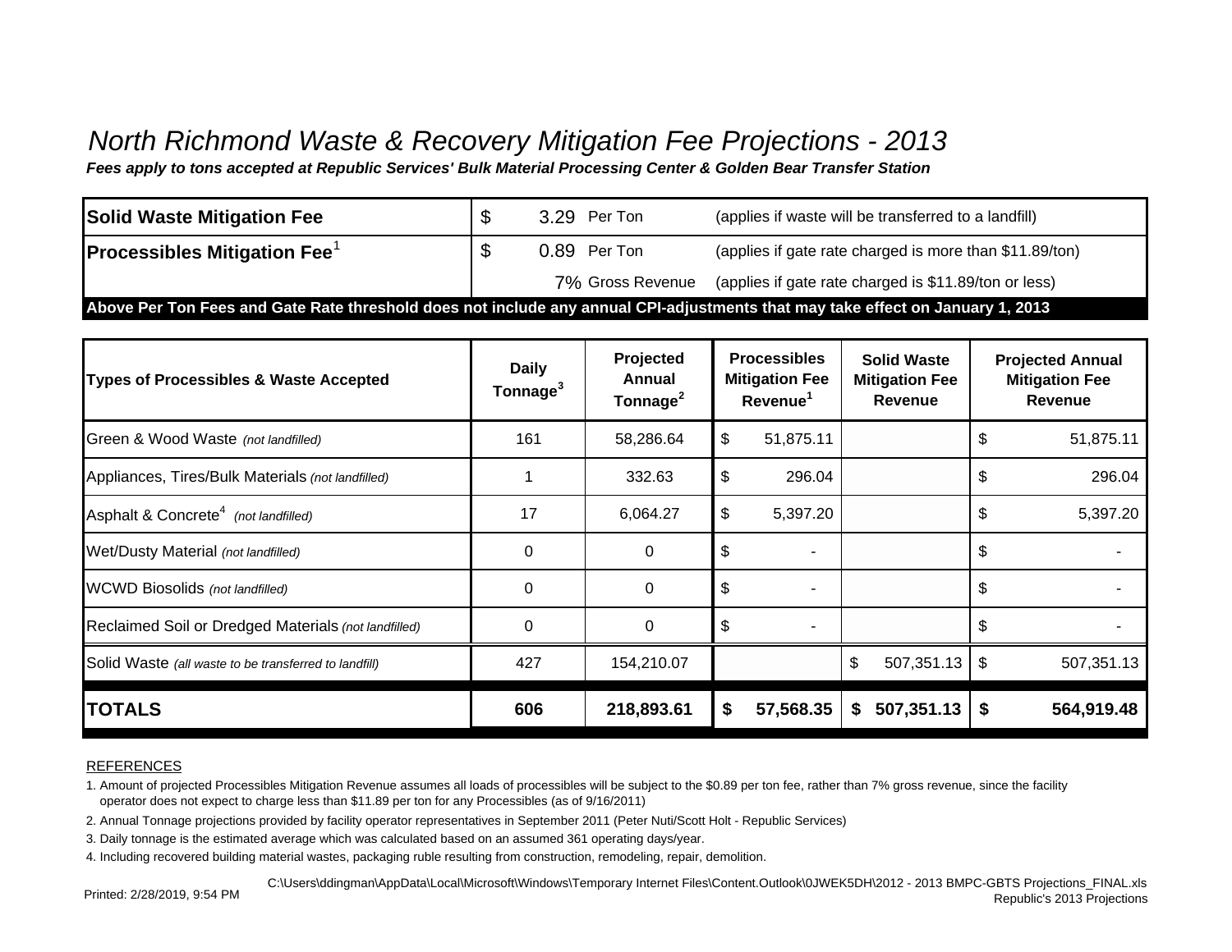# *North Richmond Waste & Recovery Mitigation Fee Projections - 2013*

***Fees apply to tons accepted at Republic Services' Bulk Material Processing Center & Golden Bear Transfer Station***

| | | | |
|---|---|---|---|
| **Solid Waste Mitigation Fee** | $ 3.29 | Per Ton | (applies if waste will be transferred to a landfill) |
| **Processibles Mitigation Fee**[1] | $ 0.89 | Per Ton | (applies if gate rate charged is more than $11.89/ton) |
| | 7% | Gross Revenue | (applies if gate rate charged is $11.89/ton or less) |

**Above Per Ton Fees and Gate Rate threshold does not include any annual CPI-adjustments that may take effect on January 1, 2013**

| Types of Processibles & Waste Accepted | Daily Tonnage[3] | Projected Annual Tonnage[2] | Processibles Mitigation Fee Revenue[1] | Solid Waste Mitigation Fee Revenue | Projected Annual Mitigation Fee Revenue |
|---|---|---|---|---|---|
| Green & Wood Waste *(not landfilled)* | 161 | 58,286.64 | $ 51,875.11 | | $ 51,875.11 |
| Appliances, Tires/Bulk Materials *(not landfilled)* | 1 | 332.63 | $ 296.04 | | $ 296.04 |
| Asphalt & Concrete[4] *(not landfilled)* | 17 | 6,064.27 | $ 5,397.20 | | $ 5,397.20 |
| Wet/Dusty Material *(not landfilled)* | 0 | 0 | $ - | | $ - |
| WCWD Biosolids *(not landfilled)* | 0 | 0 | $ - | | $ - |
| Reclaimed Soil or Dredged Materials *(not landfilled)* | 0 | 0 | $ - | | $ - |
| Solid Waste *(all waste to be transferred to landfill)* | 427 | 154,210.07 | | $ 507,351.13 | $ 507,351.13 |
| **TOTALS** | **606** | **218,893.61** | **$ 57,568.35** | **$ 507,351.13** | **$ 564,919.48** |

REFERENCES

1. Amount of projected Processibles Mitigation Revenue assumes all loads of processibles will be subject to the $0.89 per ton fee, rather than 7% gross revenue, since the facility operator does not expect to charge less than $11.89 per ton for any Processibles (as of 9/16/2011)
2. Annual Tonnage projections provided by facility operator representatives in September 2011 (Peter Nuti/Scott Holt - Republic Services)
3. Daily tonnage is the estimated average which was calculated based on an assumed 361 operating days/year.
4. Including recovered building material wastes, packaging ruble resulting from construction, remodeling, repair, demolition.

Printed: 2/28/2019, 9:54 PM

C:\Users\ddingman\AppData\Local\Microsoft\Windows\Temporary Internet Files\Content.Outlook\0JWEK5DH\2012 - 2013 BMPC-GBTS Projections_FINAL.xls
Republic's 2013 Projections